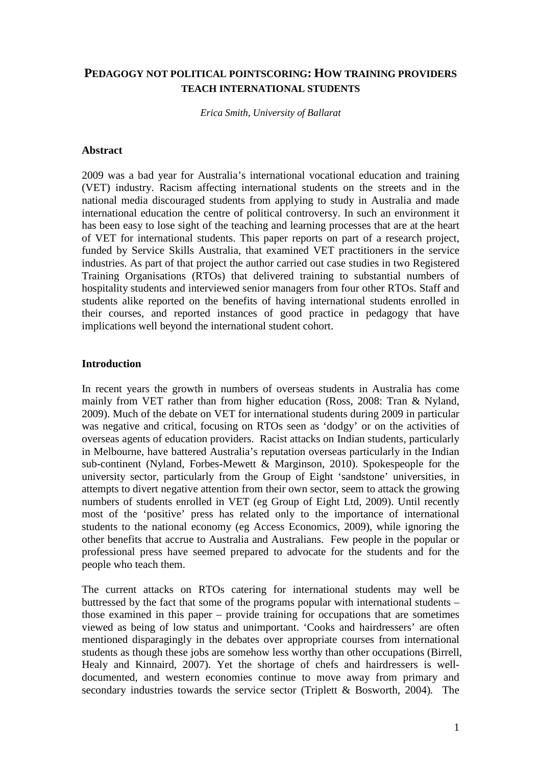# PEDAGOGY NOT POLITICAL POINTSCORING: HOW TRAINING PROVIDERS TEACH INTERNATIONAL STUDENTS

*Erica Smith, University of Ballarat*

## Abstract

2009 was a bad year for Australia's international vocational education and training (VET) industry. Racism affecting international students on the streets and in the national media discouraged students from applying to study in Australia and made international education the centre of political controversy. In such an environment it has been easy to lose sight of the teaching and learning processes that are at the heart of VET for international students. This paper reports on part of a research project, funded by Service Skills Australia, that examined VET practitioners in the service industries. As part of that project the author carried out case studies in two Registered Training Organisations (RTOs) that delivered training to substantial numbers of hospitality students and interviewed senior managers from four other RTOs. Staff and students alike reported on the benefits of having international students enrolled in their courses, and reported instances of good practice in pedagogy that have implications well beyond the international student cohort.

## Introduction

In recent years the growth in numbers of overseas students in Australia has come mainly from VET rather than from higher education (Ross, 2008: Tran & Nyland, 2009). Much of the debate on VET for international students during 2009 in particular was negative and critical, focusing on RTOs seen as 'dodgy' or on the activities of overseas agents of education providers. Racist attacks on Indian students, particularly in Melbourne, have battered Australia's reputation overseas particularly in the Indian sub-continent (Nyland, Forbes-Mewett & Marginson, 2010). Spokespeople for the university sector, particularly from the Group of Eight 'sandstone' universities, in attempts to divert negative attention from their own sector, seem to attack the growing numbers of students enrolled in VET (eg Group of Eight Ltd, 2009). Until recently most of the 'positive' press has related only to the importance of international students to the national economy (eg Access Economics, 2009), while ignoring the other benefits that accrue to Australia and Australians. Few people in the popular or professional press have seemed prepared to advocate for the students and for the people who teach them.

The current attacks on RTOs catering for international students may well be buttressed by the fact that some of the programs popular with international students – those examined in this paper – provide training for occupations that are sometimes viewed as being of low status and unimportant. 'Cooks and hairdressers' are often mentioned disparagingly in the debates over appropriate courses from international students as though these jobs are somehow less worthy than other occupations (Birrell, Healy and Kinnaird, 2007). Yet the shortage of chefs and hairdressers is well-documented, and western economies continue to move away from primary and secondary industries towards the service sector (Triplett & Bosworth, 2004). The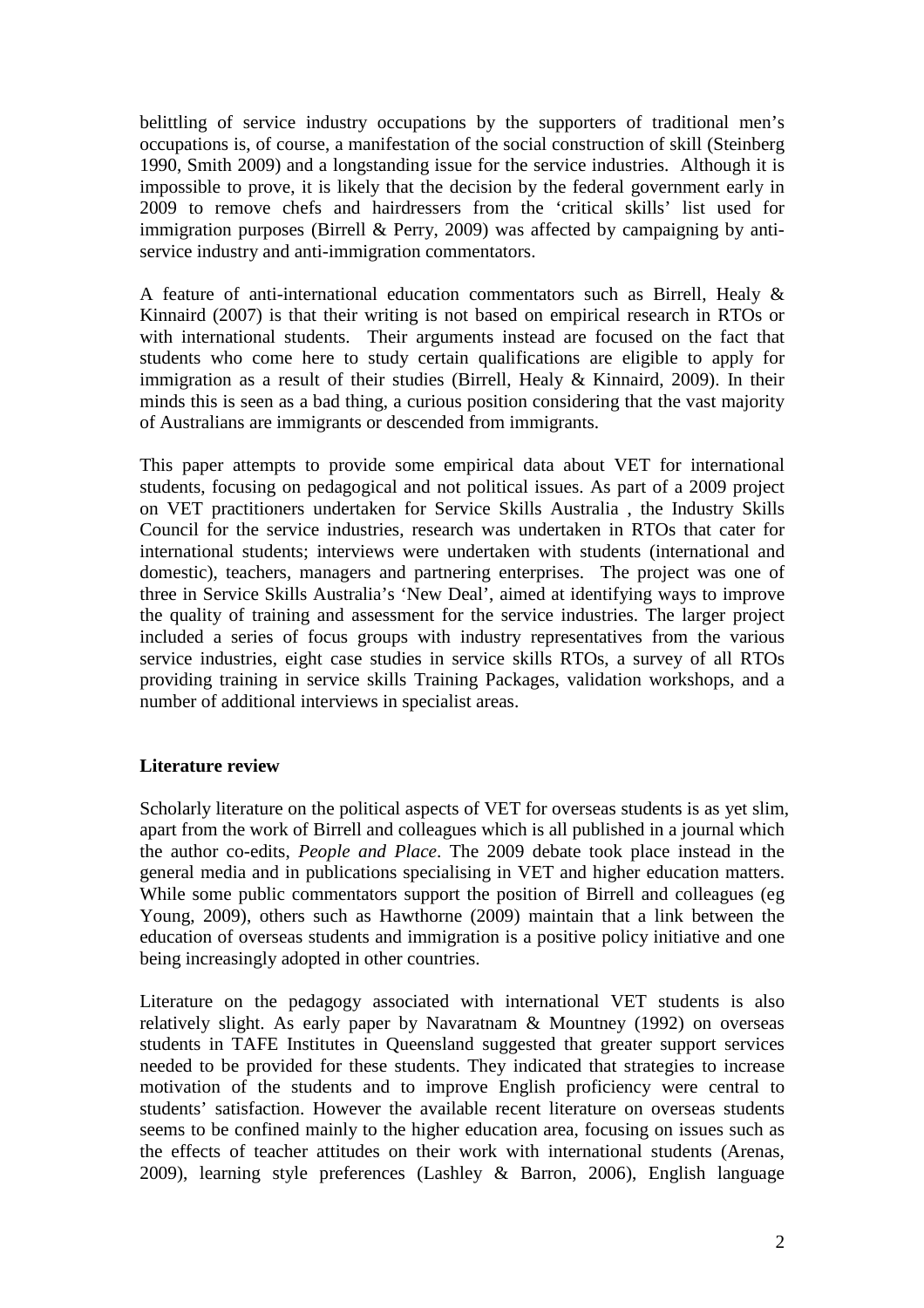belittling of service industry occupations by the supporters of traditional men's occupations is, of course, a manifestation of the social construction of skill (Steinberg 1990, Smith 2009) and a longstanding issue for the service industries. Although it is impossible to prove, it is likely that the decision by the federal government early in 2009 to remove chefs and hairdressers from the 'critical skills' list used for immigration purposes (Birrell & Perry, 2009) was affected by campaigning by anti-service industry and anti-immigration commentators.

A feature of anti-international education commentators such as Birrell, Healy & Kinnaird (2007) is that their writing is not based on empirical research in RTOs or with international students. Their arguments instead are focused on the fact that students who come here to study certain qualifications are eligible to apply for immigration as a result of their studies (Birrell, Healy & Kinnaird, 2009). In their minds this is seen as a bad thing, a curious position considering that the vast majority of Australians are immigrants or descended from immigrants.

This paper attempts to provide some empirical data about VET for international students, focusing on pedagogical and not political issues. As part of a 2009 project on VET practitioners undertaken for Service Skills Australia , the Industry Skills Council for the service industries, research was undertaken in RTOs that cater for international students; interviews were undertaken with students (international and domestic), teachers, managers and partnering enterprises. The project was one of three in Service Skills Australia's 'New Deal', aimed at identifying ways to improve the quality of training and assessment for the service industries. The larger project included a series of focus groups with industry representatives from the various service industries, eight case studies in service skills RTOs, a survey of all RTOs providing training in service skills Training Packages, validation workshops, and a number of additional interviews in specialist areas.

## Literature review

Scholarly literature on the political aspects of VET for overseas students is as yet slim, apart from the work of Birrell and colleagues which is all published in a journal which the author co-edits, *People and Place*. The 2009 debate took place instead in the general media and in publications specialising in VET and higher education matters. While some public commentators support the position of Birrell and colleagues (eg Young, 2009), others such as Hawthorne (2009) maintain that a link between the education of overseas students and immigration is a positive policy initiative and one being increasingly adopted in other countries.

Literature on the pedagogy associated with international VET students is also relatively slight. As early paper by Navaratnam & Mountney (1992) on overseas students in TAFE Institutes in Queensland suggested that greater support services needed to be provided for these students. They indicated that strategies to increase motivation of the students and to improve English proficiency were central to students' satisfaction. However the available recent literature on overseas students seems to be confined mainly to the higher education area, focusing on issues such as the effects of teacher attitudes on their work with international students (Arenas, 2009), learning style preferences (Lashley & Barron, 2006), English language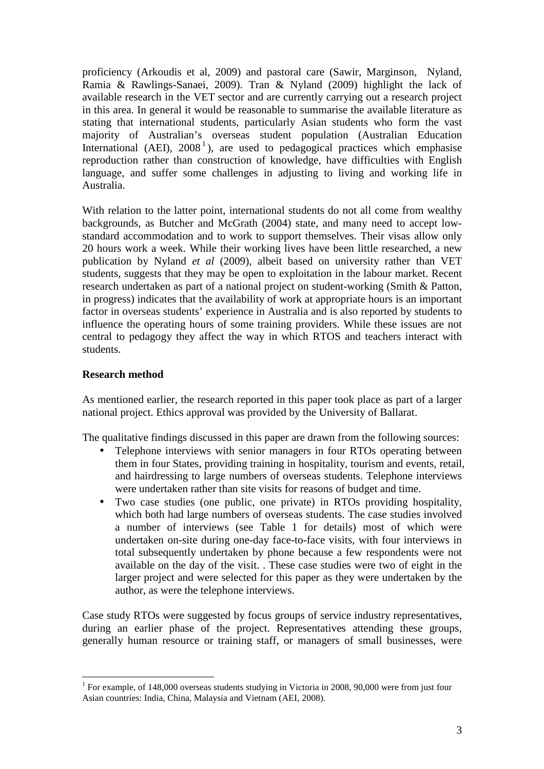proficiency (Arkoudis et al, 2009) and pastoral care (Sawir, Marginson, Nyland, Ramia & Rawlings-Sanaei, 2009). Tran & Nyland (2009) highlight the lack of available research in the VET sector and are currently carrying out a research project in this area. In general it would be reasonable to summarise the available literature as stating that international students, particularly Asian students who form the vast majority of Australian's overseas student population (Australian Education International (AEI), 2008[1]), are used to pedagogical practices which emphasise reproduction rather than construction of knowledge, have difficulties with English language, and suffer some challenges in adjusting to living and working life in Australia.

With relation to the latter point, international students do not all come from wealthy backgrounds, as Butcher and McGrath (2004) state, and many need to accept low-standard accommodation and to work to support themselves. Their visas allow only 20 hours work a week. While their working lives have been little researched, a new publication by Nyland *et al* (2009), albeit based on university rather than VET students, suggests that they may be open to exploitation in the labour market. Recent research undertaken as part of a national project on student-working (Smith & Patton, in progress) indicates that the availability of work at appropriate hours is an important factor in overseas students' experience in Australia and is also reported by students to influence the operating hours of some training providers. While these issues are not central to pedagogy they affect the way in which RTOS and teachers interact with students.

**Research method**

As mentioned earlier, the research reported in this paper took place as part of a larger national project. Ethics approval was provided by the University of Ballarat.

The qualitative findings discussed in this paper are drawn from the following sources:

- Telephone interviews with senior managers in four RTOs operating between them in four States, providing training in hospitality, tourism and events, retail, and hairdressing to large numbers of overseas students. Telephone interviews were undertaken rather than site visits for reasons of budget and time.
- Two case studies (one public, one private) in RTOs providing hospitality, which both had large numbers of overseas students. The case studies involved a number of interviews (see Table 1 for details) most of which were undertaken on-site during one-day face-to-face visits, with four interviews in total subsequently undertaken by phone because a few respondents were not available on the day of the visit. . These case studies were two of eight in the larger project and were selected for this paper as they were undertaken by the author, as were the telephone interviews.

Case study RTOs were suggested by focus groups of service industry representatives, during an earlier phase of the project. Representatives attending these groups, generally human resource or training staff, or managers of small businesses, were

[1] For example, of 148,000 overseas students studying in Victoria in 2008, 90,000 were from just four Asian countries: India, China, Malaysia and Vietnam (AEI, 2008).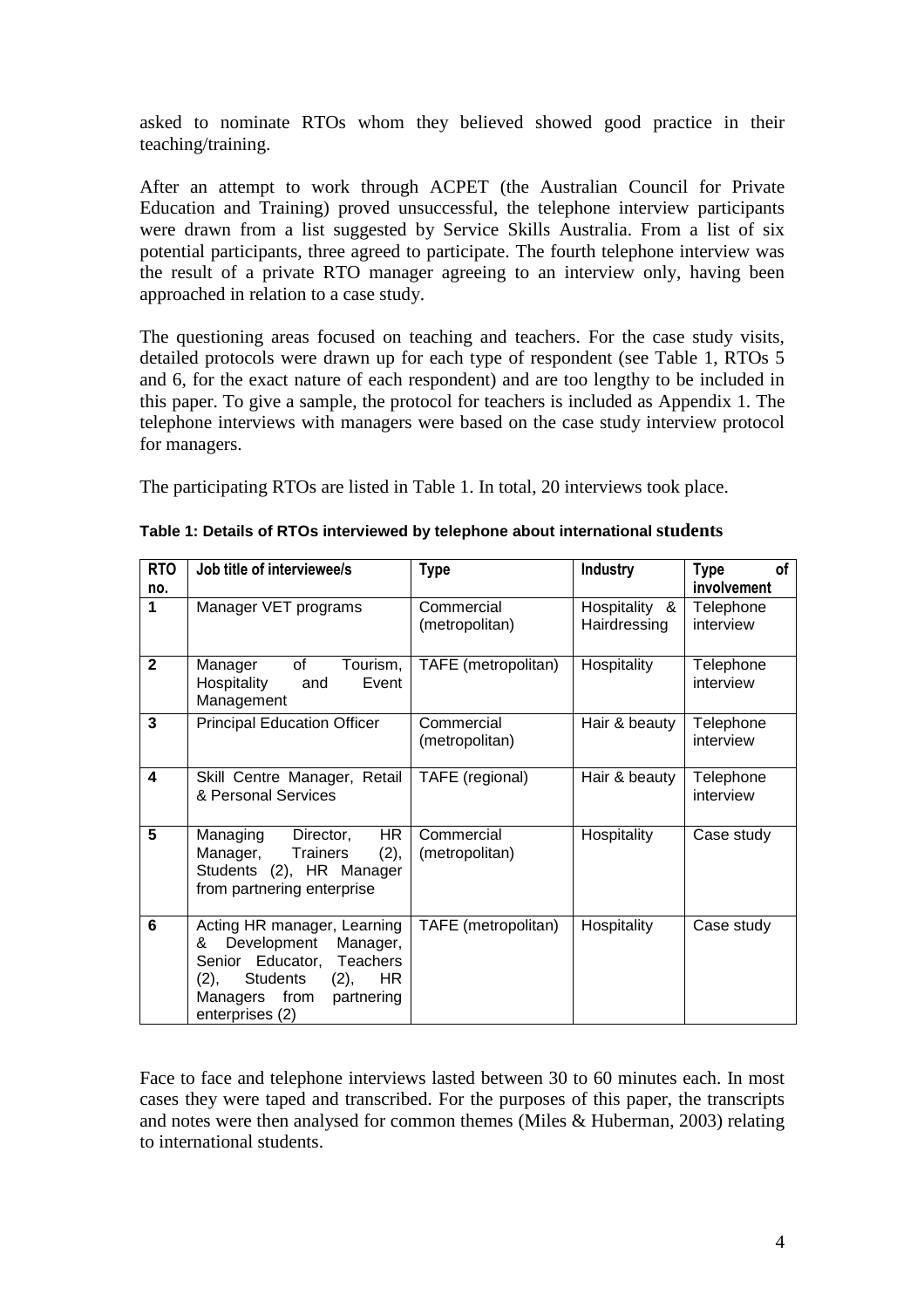asked to nominate RTOs whom they believed showed good practice in their teaching/training.

After an attempt to work through ACPET (the Australian Council for Private Education and Training) proved unsuccessful, the telephone interview participants were drawn from a list suggested by Service Skills Australia. From a list of six potential participants, three agreed to participate. The fourth telephone interview was the result of a private RTO manager agreeing to an interview only, having been approached in relation to a case study.

The questioning areas focused on teaching and teachers. For the case study visits, detailed protocols were drawn up for each type of respondent (see Table 1, RTOs 5 and 6, for the exact nature of each respondent) and are too lengthy to be included in this paper. To give a sample, the protocol for teachers is included as Appendix 1. The telephone interviews with managers were based on the case study interview protocol for managers.

The participating RTOs are listed in Table 1. In total, 20 interviews took place.

**Table 1: Details of RTOs interviewed by telephone about international students**

| RTO no. | Job title of interviewee/s | Type | Industry | Type of involvement |
|---|---|---|---|---|
| 1 | Manager VET programs | Commercial (metropolitan) | Hospitality & Hairdressing | Telephone interview |
| 2 | Manager of Tourism, Hospitality and Event Management | TAFE (metropolitan) | Hospitality | Telephone interview |
| 3 | Principal Education Officer | Commercial (metropolitan) | Hair & beauty | Telephone interview |
| 4 | Skill Centre Manager, Retail & Personal Services | TAFE (regional) | Hair & beauty | Telephone interview |
| 5 | Managing Director, HR Manager, Trainers (2), Students (2), HR Manager from partnering enterprise | Commercial (metropolitan) | Hospitality | Case study |
| 6 | Acting HR manager, Learning & Development Manager, Senior Educator, Teachers (2), Students (2), HR Managers from partnering enterprises (2) | TAFE (metropolitan) | Hospitality | Case study |

Face to face and telephone interviews lasted between 30 to 60 minutes each. In most cases they were taped and transcribed. For the purposes of this paper, the transcripts and notes were then analysed for common themes (Miles & Huberman, 2003) relating to international students.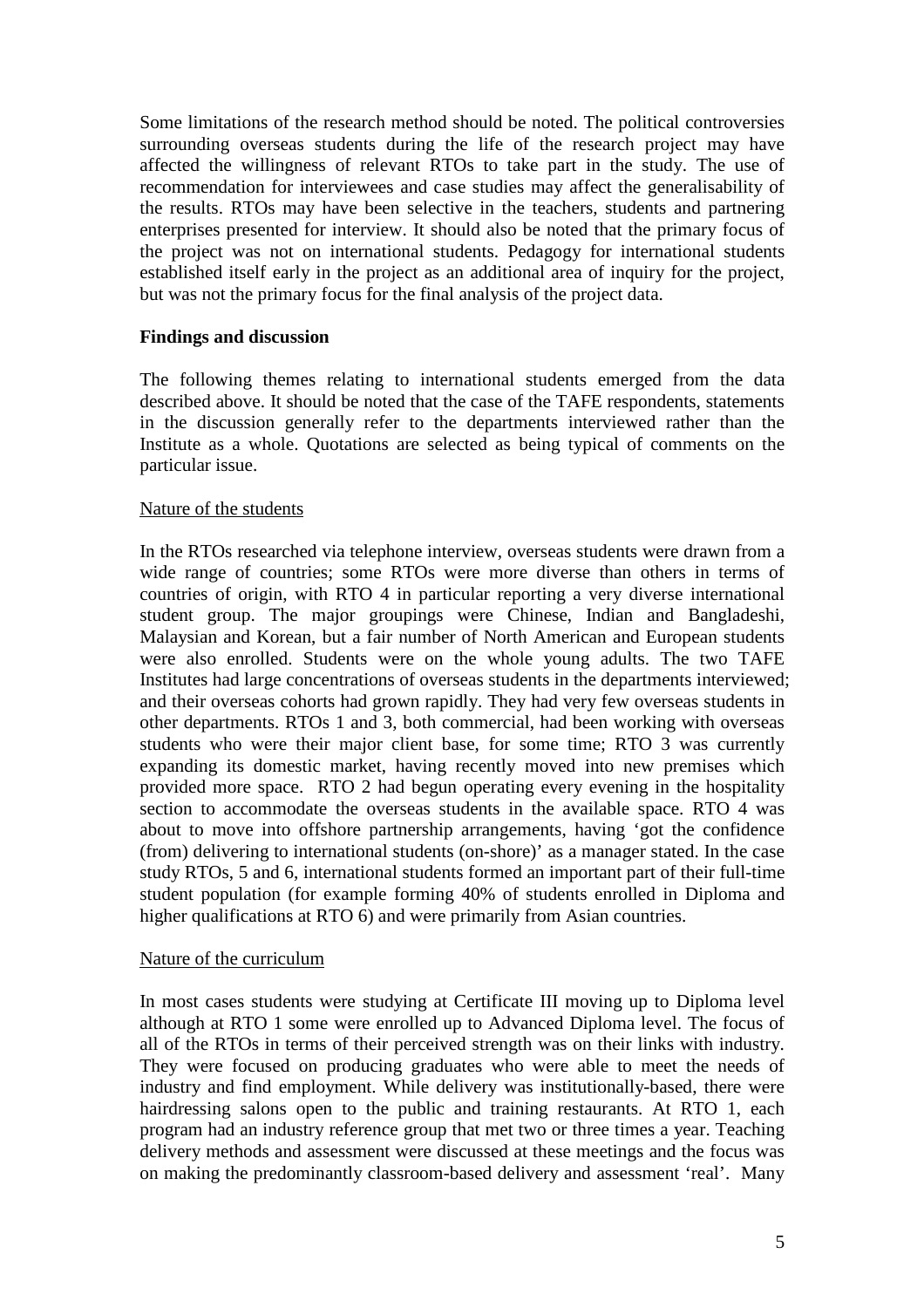Some limitations of the research method should be noted. The political controversies surrounding overseas students during the life of the research project may have affected the willingness of relevant RTOs to take part in the study. The use of recommendation for interviewees and case studies may affect the generalisability of the results. RTOs may have been selective in the teachers, students and partnering enterprises presented for interview. It should also be noted that the primary focus of the project was not on international students. Pedagogy for international students established itself early in the project as an additional area of inquiry for the project, but was not the primary focus for the final analysis of the project data.

## Findings and discussion

The following themes relating to international students emerged from the data described above. It should be noted that the case of the TAFE respondents, statements in the discussion generally refer to the departments interviewed rather than the Institute as a whole. Quotations are selected as being typical of comments on the particular issue.

### Nature of the students

In the RTOs researched via telephone interview, overseas students were drawn from a wide range of countries; some RTOs were more diverse than others in terms of countries of origin, with RTO 4 in particular reporting a very diverse international student group. The major groupings were Chinese, Indian and Bangladeshi, Malaysian and Korean, but a fair number of North American and European students were also enrolled. Students were on the whole young adults. The two TAFE Institutes had large concentrations of overseas students in the departments interviewed; and their overseas cohorts had grown rapidly. They had very few overseas students in other departments. RTOs 1 and 3, both commercial, had been working with overseas students who were their major client base, for some time; RTO 3 was currently expanding its domestic market, having recently moved into new premises which provided more space. RTO 2 had begun operating every evening in the hospitality section to accommodate the overseas students in the available space. RTO 4 was about to move into offshore partnership arrangements, having 'got the confidence (from) delivering to international students (on-shore)' as a manager stated. In the case study RTOs, 5 and 6, international students formed an important part of their full-time student population (for example forming 40% of students enrolled in Diploma and higher qualifications at RTO 6) and were primarily from Asian countries.

### Nature of the curriculum

In most cases students were studying at Certificate III moving up to Diploma level although at RTO 1 some were enrolled up to Advanced Diploma level. The focus of all of the RTOs in terms of their perceived strength was on their links with industry. They were focused on producing graduates who were able to meet the needs of industry and find employment. While delivery was institutionally-based, there were hairdressing salons open to the public and training restaurants. At RTO 1, each program had an industry reference group that met two or three times a year. Teaching delivery methods and assessment were discussed at these meetings and the focus was on making the predominantly classroom-based delivery and assessment 'real'. Many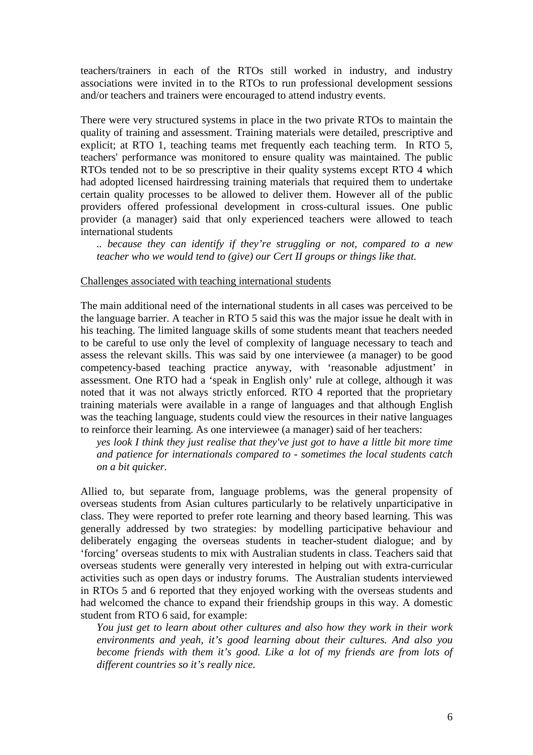teachers/trainers in each of the RTOs still worked in industry, and industry associations were invited in to the RTOs to run professional development sessions and/or teachers and trainers were encouraged to attend industry events.

There were very structured systems in place in the two private RTOs to maintain the quality of training and assessment. Training materials were detailed, prescriptive and explicit; at RTO 1, teaching teams met frequently each teaching term. In RTO 5, teachers' performance was monitored to ensure quality was maintained. The public RTOs tended not to be so prescriptive in their quality systems except RTO 4 which had adopted licensed hairdressing training materials that required them to undertake certain quality processes to be allowed to deliver them. However all of the public providers offered professional development in cross-cultural issues. One public provider (a manager) said that only experienced teachers were allowed to teach international students

> *.. because they can identify if they're struggling or not, compared to a new teacher who we would tend to (give) our Cert II groups or things like that.*

Challenges associated with teaching international students

The main additional need of the international students in all cases was perceived to be the language barrier. A teacher in RTO 5 said this was the major issue he dealt with in his teaching. The limited language skills of some students meant that teachers needed to be careful to use only the level of complexity of language necessary to teach and assess the relevant skills. This was said by one interviewee (a manager) to be good competency-based teaching practice anyway, with 'reasonable adjustment' in assessment. One RTO had a 'speak in English only' rule at college, although it was noted that it was not always strictly enforced. RTO 4 reported that the proprietary training materials were available in a range of languages and that although English was the teaching language, students could view the resources in their native languages to reinforce their learning. As one interviewee (a manager) said of her teachers:

> *yes look I think they just realise that they've just got to have a little bit more time and patience for internationals compared to - sometimes the local students catch on a bit quicker.*

Allied to, but separate from, language problems, was the general propensity of overseas students from Asian cultures particularly to be relatively unparticipative in class. They were reported to prefer rote learning and theory based learning. This was generally addressed by two strategies: by modelling participative behaviour and deliberately engaging the overseas students in teacher-student dialogue; and by 'forcing' overseas students to mix with Australian students in class. Teachers said that overseas students were generally very interested in helping out with extra-curricular activities such as open days or industry forums. The Australian students interviewed in RTOs 5 and 6 reported that they enjoyed working with the overseas students and had welcomed the chance to expand their friendship groups in this way. A domestic student from RTO 6 said, for example:

> *You just get to learn about other cultures and also how they work in their work environments and yeah, it's good learning about their cultures. And also you become friends with them it's good. Like a lot of my friends are from lots of different countries so it's really nice.*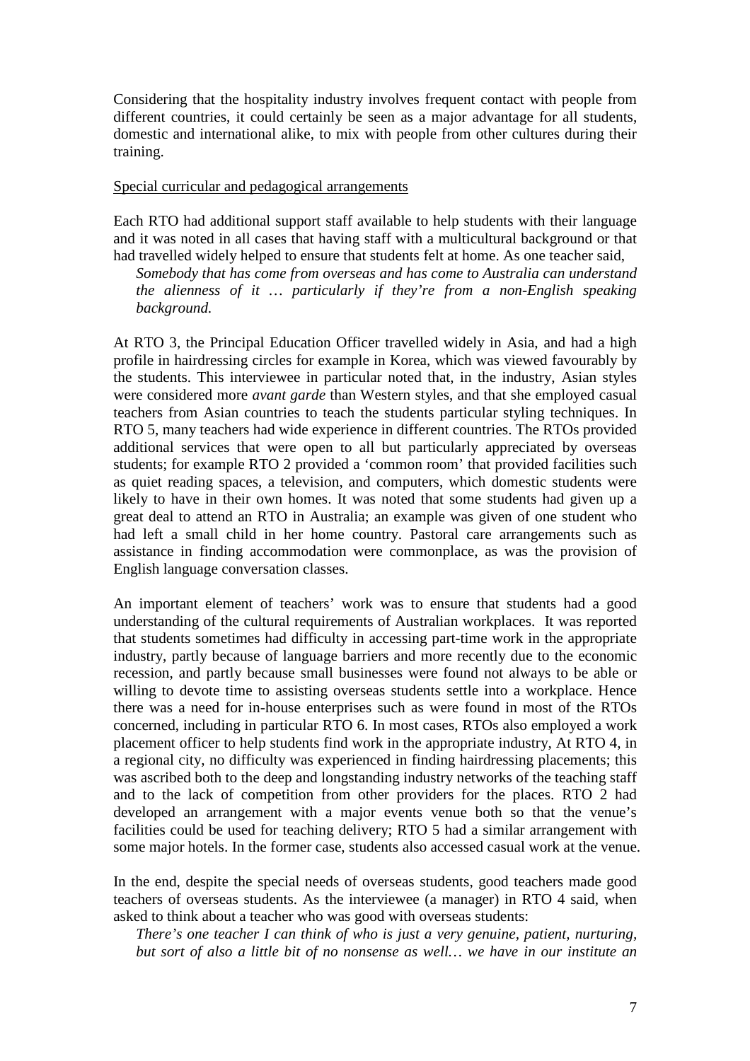Considering that the hospitality industry involves frequent contact with people from different countries, it could certainly be seen as a major advantage for all students, domestic and international alike, to mix with people from other cultures during their training.

Special curricular and pedagogical arrangements

Each RTO had additional support staff available to help students with their language and it was noted in all cases that having staff with a multicultural background or that had travelled widely helped to ensure that students felt at home. As one teacher said,

> *Somebody that has come from overseas and has come to Australia can understand the alienness of it … particularly if they're from a non-English speaking background.*

At RTO 3, the Principal Education Officer travelled widely in Asia, and had a high profile in hairdressing circles for example in Korea, which was viewed favourably by the students. This interviewee in particular noted that, in the industry, Asian styles were considered more *avant garde* than Western styles, and that she employed casual teachers from Asian countries to teach the students particular styling techniques. In RTO 5, many teachers had wide experience in different countries. The RTOs provided additional services that were open to all but particularly appreciated by overseas students; for example RTO 2 provided a 'common room' that provided facilities such as quiet reading spaces, a television, and computers, which domestic students were likely to have in their own homes. It was noted that some students had given up a great deal to attend an RTO in Australia; an example was given of one student who had left a small child in her home country. Pastoral care arrangements such as assistance in finding accommodation were commonplace, as was the provision of English language conversation classes.

An important element of teachers' work was to ensure that students had a good understanding of the cultural requirements of Australian workplaces. It was reported that students sometimes had difficulty in accessing part-time work in the appropriate industry, partly because of language barriers and more recently due to the economic recession, and partly because small businesses were found not always to be able or willing to devote time to assisting overseas students settle into a workplace. Hence there was a need for in-house enterprises such as were found in most of the RTOs concerned, including in particular RTO 6. In most cases, RTOs also employed a work placement officer to help students find work in the appropriate industry, At RTO 4, in a regional city, no difficulty was experienced in finding hairdressing placements; this was ascribed both to the deep and longstanding industry networks of the teaching staff and to the lack of competition from other providers for the places. RTO 2 had developed an arrangement with a major events venue both so that the venue's facilities could be used for teaching delivery; RTO 5 had a similar arrangement with some major hotels. In the former case, students also accessed casual work at the venue.

In the end, despite the special needs of overseas students, good teachers made good teachers of overseas students. As the interviewee (a manager) in RTO 4 said, when asked to think about a teacher who was good with overseas students:

> *There's one teacher I can think of who is just a very genuine, patient, nurturing, but sort of also a little bit of no nonsense as well… we have in our institute an*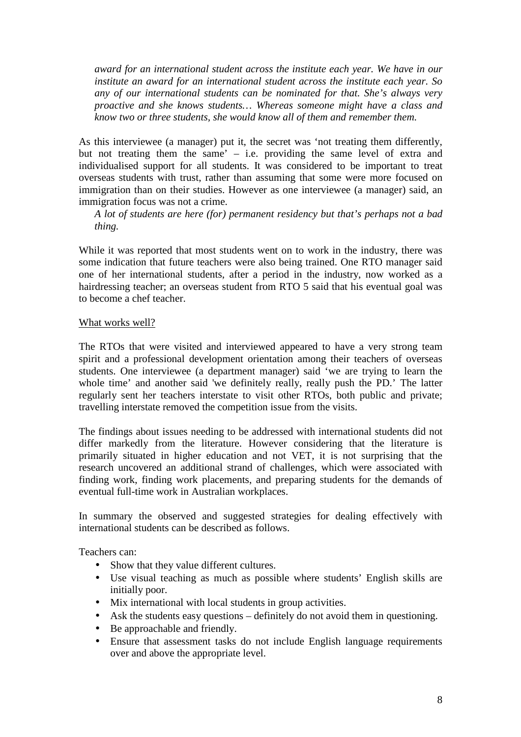*award for an international student across the institute each year. We have in our institute an award for an international student across the institute each year. So any of our international students can be nominated for that. She's always very proactive and she knows students… Whereas someone might have a class and know two or three students, she would know all of them and remember them.*

As this interviewee (a manager) put it, the secret was 'not treating them differently, but not treating them the same' – i.e. providing the same level of extra and individualised support for all students. It was considered to be important to treat overseas students with trust, rather than assuming that some were more focused on immigration than on their studies. However as one interviewee (a manager) said, an immigration focus was not a crime.

*A lot of students are here (for) permanent residency but that's perhaps not a bad thing.*

While it was reported that most students went on to work in the industry, there was some indication that future teachers were also being trained. One RTO manager said one of her international students, after a period in the industry, now worked as a hairdressing teacher; an overseas student from RTO 5 said that his eventual goal was to become a chef teacher.

What works well?

The RTOs that were visited and interviewed appeared to have a very strong team spirit and a professional development orientation among their teachers of overseas students. One interviewee (a department manager) said 'we are trying to learn the whole time' and another said 'we definitely really, really push the PD.' The latter regularly sent her teachers interstate to visit other RTOs, both public and private; travelling interstate removed the competition issue from the visits.

The findings about issues needing to be addressed with international students did not differ markedly from the literature. However considering that the literature is primarily situated in higher education and not VET, it is not surprising that the research uncovered an additional strand of challenges, which were associated with finding work, finding work placements, and preparing students for the demands of eventual full-time work in Australian workplaces.

In summary the observed and suggested strategies for dealing effectively with international students can be described as follows.

Teachers can:

- Show that they value different cultures.
- Use visual teaching as much as possible where students' English skills are initially poor.
- Mix international with local students in group activities.
- Ask the students easy questions – definitely do not avoid them in questioning.
- Be approachable and friendly.
- Ensure that assessment tasks do not include English language requirements over and above the appropriate level.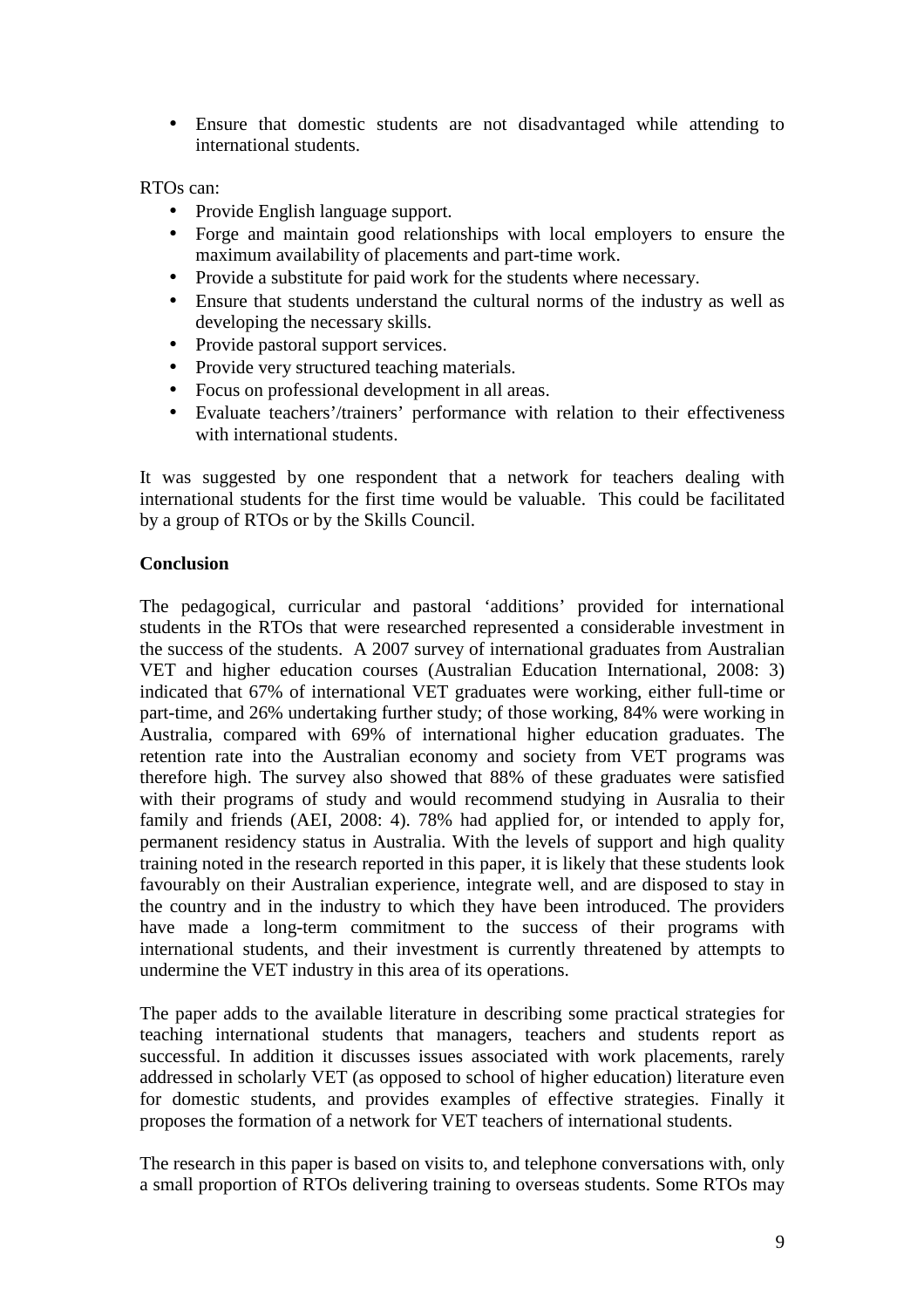- Ensure that domestic students are not disadvantaged while attending to international students.

RTOs can:

- Provide English language support.
- Forge and maintain good relationships with local employers to ensure the maximum availability of placements and part-time work.
- Provide a substitute for paid work for the students where necessary.
- Ensure that students understand the cultural norms of the industry as well as developing the necessary skills.
- Provide pastoral support services.
- Provide very structured teaching materials.
- Focus on professional development in all areas.
- Evaluate teachers'/trainers' performance with relation to their effectiveness with international students.

It was suggested by one respondent that a network for teachers dealing with international students for the first time would be valuable. This could be facilitated by a group of RTOs or by the Skills Council.

**Conclusion**

The pedagogical, curricular and pastoral 'additions' provided for international students in the RTOs that were researched represented a considerable investment in the success of the students. A 2007 survey of international graduates from Australian VET and higher education courses (Australian Education International, 2008: 3) indicated that 67% of international VET graduates were working, either full-time or part-time, and 26% undertaking further study; of those working, 84% were working in Australia, compared with 69% of international higher education graduates. The retention rate into the Australian economy and society from VET programs was therefore high. The survey also showed that 88% of these graduates were satisfied with their programs of study and would recommend studying in Ausralia to their family and friends (AEI, 2008: 4). 78% had applied for, or intended to apply for, permanent residency status in Australia. With the levels of support and high quality training noted in the research reported in this paper, it is likely that these students look favourably on their Australian experience, integrate well, and are disposed to stay in the country and in the industry to which they have been introduced. The providers have made a long-term commitment to the success of their programs with international students, and their investment is currently threatened by attempts to undermine the VET industry in this area of its operations.

The paper adds to the available literature in describing some practical strategies for teaching international students that managers, teachers and students report as successful. In addition it discusses issues associated with work placements, rarely addressed in scholarly VET (as opposed to school of higher education) literature even for domestic students, and provides examples of effective strategies. Finally it proposes the formation of a network for VET teachers of international students.

The research in this paper is based on visits to, and telephone conversations with, only a small proportion of RTOs delivering training to overseas students. Some RTOs may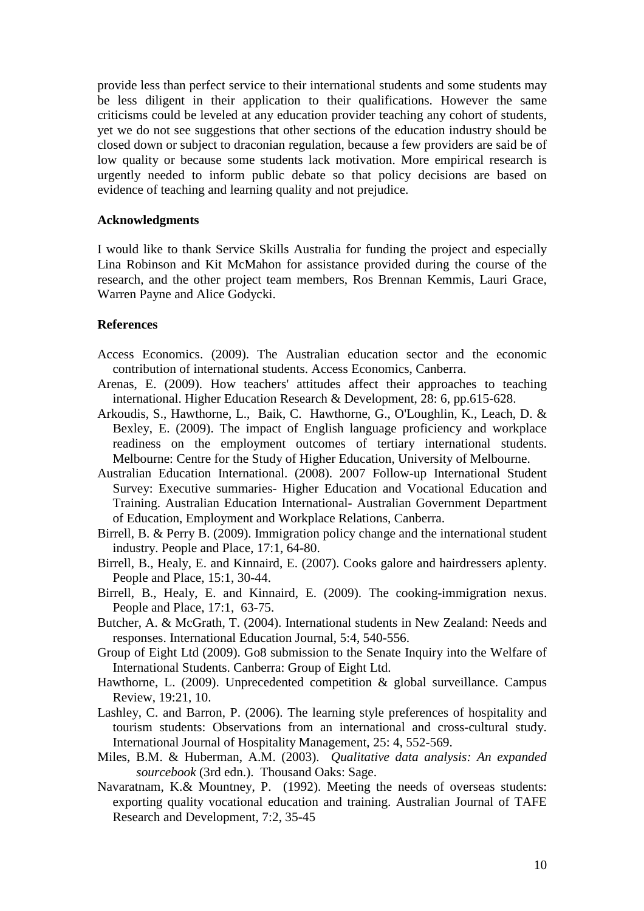provide less than perfect service to their international students and some students may be less diligent in their application to their qualifications. However the same criticisms could be leveled at any education provider teaching any cohort of students, yet we do not see suggestions that other sections of the education industry should be closed down or subject to draconian regulation, because a few providers are said be of low quality or because some students lack motivation. More empirical research is urgently needed to inform public debate so that policy decisions are based on evidence of teaching and learning quality and not prejudice.

### Acknowledgments

I would like to thank Service Skills Australia for funding the project and especially Lina Robinson and Kit McMahon for assistance provided during the course of the research, and the other project team members, Ros Brennan Kemmis, Lauri Grace, Warren Payne and Alice Godycki.

### References

Access Economics. (2009). The Australian education sector and the economic contribution of international students. Access Economics, Canberra.

Arenas, E. (2009). How teachers' attitudes affect their approaches to teaching international. Higher Education Research & Development, 28: 6, pp.615-628.

Arkoudis, S., Hawthorne, L., Baik, C. Hawthorne, G., O'Loughlin, K., Leach, D. & Bexley, E. (2009). The impact of English language proficiency and workplace readiness on the employment outcomes of tertiary international students. Melbourne: Centre for the Study of Higher Education, University of Melbourne.

Australian Education International. (2008). 2007 Follow-up International Student Survey: Executive summaries- Higher Education and Vocational Education and Training. Australian Education International- Australian Government Department of Education, Employment and Workplace Relations, Canberra.

Birrell, B. & Perry B. (2009). Immigration policy change and the international student industry. People and Place, 17:1, 64-80.

Birrell, B., Healy, E. and Kinnaird, E. (2007). Cooks galore and hairdressers aplenty. People and Place, 15:1, 30-44.

Birrell, B., Healy, E. and Kinnaird, E. (2009). The cooking-immigration nexus. People and Place, 17:1, 63-75.

Butcher, A. & McGrath, T. (2004). International students in New Zealand: Needs and responses. International Education Journal, 5:4, 540-556.

Group of Eight Ltd (2009). Go8 submission to the Senate Inquiry into the Welfare of International Students. Canberra: Group of Eight Ltd.

Hawthorne, L. (2009). Unprecedented competition & global surveillance. Campus Review, 19:21, 10.

Lashley, C. and Barron, P. (2006). The learning style preferences of hospitality and tourism students: Observations from an international and cross-cultural study. International Journal of Hospitality Management, 25: 4, 552-569.

Miles, B.M. & Huberman, A.M. (2003). *Qualitative data analysis: An expanded sourcebook* (3rd edn.). Thousand Oaks: Sage.

Navaratnam, K.& Mountney, P. (1992). Meeting the needs of overseas students: exporting quality vocational education and training. Australian Journal of TAFE Research and Development, 7:2, 35-45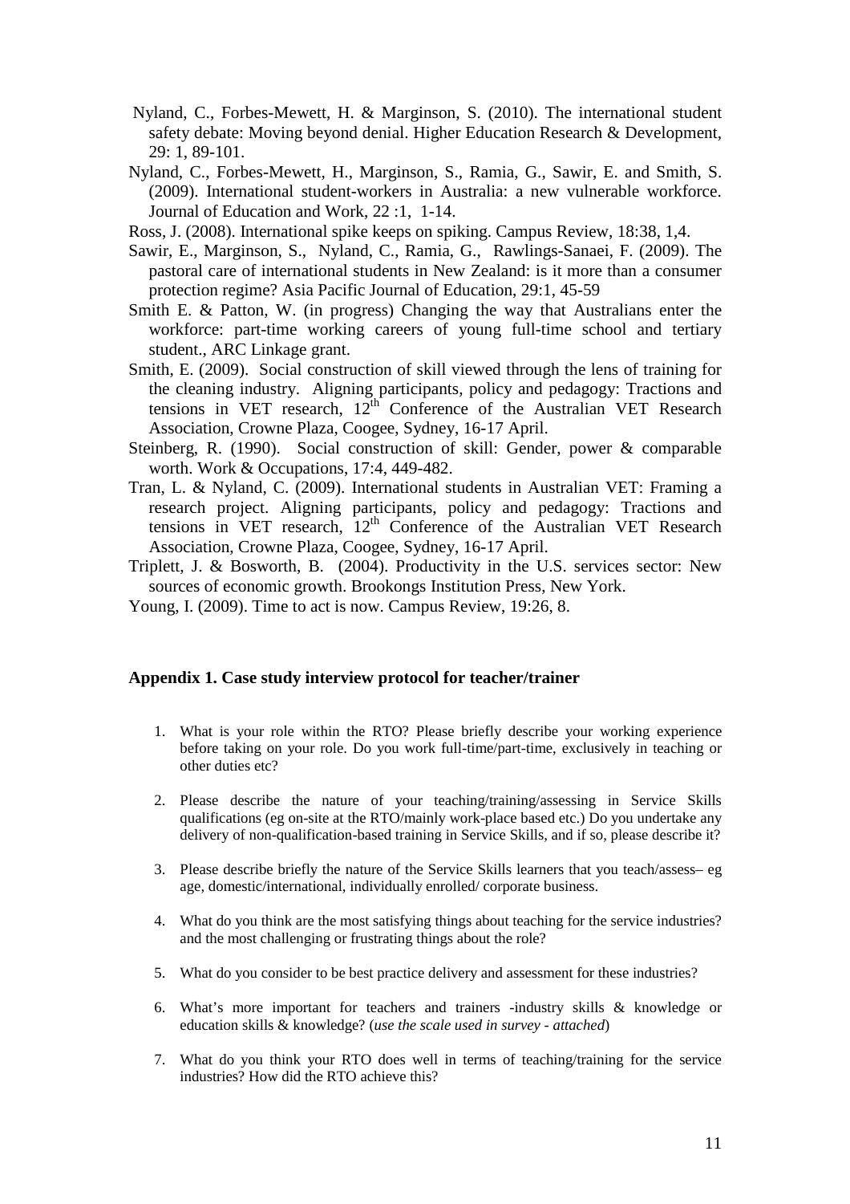Nyland, C., Forbes-Mewett, H. & Marginson, S. (2010). The international student safety debate: Moving beyond denial. Higher Education Research & Development, 29: 1, 89-101.

Nyland, C., Forbes-Mewett, H., Marginson, S., Ramia, G., Sawir, E. and Smith, S. (2009). International student-workers in Australia: a new vulnerable workforce. Journal of Education and Work, 22 :1, 1-14.

Ross, J. (2008). International spike keeps on spiking. Campus Review, 18:38, 1,4.

Sawir, E., Marginson, S., Nyland, C., Ramia, G., Rawlings-Sanaei, F. (2009). The pastoral care of international students in New Zealand: is it more than a consumer protection regime? Asia Pacific Journal of Education, 29:1, 45-59

Smith E. & Patton, W. (in progress) Changing the way that Australians enter the workforce: part-time working careers of young full-time school and tertiary student., ARC Linkage grant.

Smith, E. (2009). Social construction of skill viewed through the lens of training for the cleaning industry. Aligning participants, policy and pedagogy: Tractions and tensions in VET research, 12th Conference of the Australian VET Research Association, Crowne Plaza, Coogee, Sydney, 16-17 April.

Steinberg, R. (1990). Social construction of skill: Gender, power & comparable worth. Work & Occupations, 17:4, 449-482.

Tran, L. & Nyland, C. (2009). International students in Australian VET: Framing a research project. Aligning participants, policy and pedagogy: Tractions and tensions in VET research, 12th Conference of the Australian VET Research Association, Crowne Plaza, Coogee, Sydney, 16-17 April.

Triplett, J. & Bosworth, B. (2004). Productivity in the U.S. services sector: New sources of economic growth. Brookongs Institution Press, New York.

Young, I. (2009). Time to act is now. Campus Review, 19:26, 8.

## Appendix 1. Case study interview protocol for teacher/trainer

1. What is your role within the RTO? Please briefly describe your working experience before taking on your role. Do you work full-time/part-time, exclusively in teaching or other duties etc?
2. Please describe the nature of your teaching/training/assessing in Service Skills qualifications (eg on-site at the RTO/mainly work-place based etc.) Do you undertake any delivery of non-qualification-based training in Service Skills, and if so, please describe it?
3. Please describe briefly the nature of the Service Skills learners that you teach/assess– eg age, domestic/international, individually enrolled/ corporate business.
4. What do you think are the most satisfying things about teaching for the service industries? and the most challenging or frustrating things about the role?
5. What do you consider to be best practice delivery and assessment for these industries?
6. What's more important for teachers and trainers -industry skills & knowledge or education skills & knowledge? (*use the scale used in survey - attached*)
7. What do you think your RTO does well in terms of teaching/training for the service industries? How did the RTO achieve this?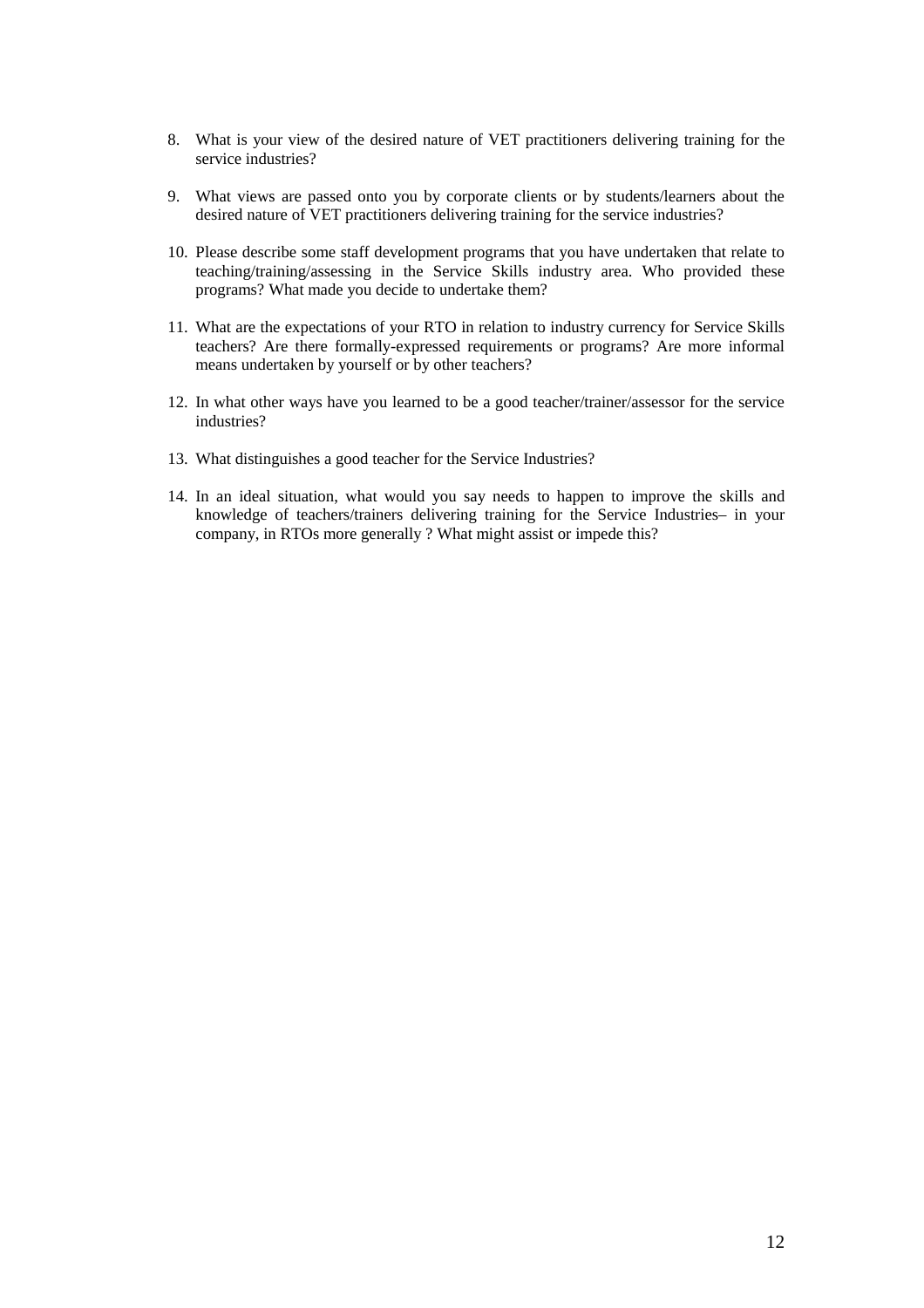8. What is your view of the desired nature of VET practitioners delivering training for the service industries?

9. What views are passed onto you by corporate clients or by students/learners about the desired nature of VET practitioners delivering training for the service industries?

10. Please describe some staff development programs that you have undertaken that relate to teaching/training/assessing in the Service Skills industry area. Who provided these programs? What made you decide to undertake them?

11. What are the expectations of your RTO in relation to industry currency for Service Skills teachers? Are there formally-expressed requirements or programs? Are more informal means undertaken by yourself or by other teachers?

12. In what other ways have you learned to be a good teacher/trainer/assessor for the service industries?

13. What distinguishes a good teacher for the Service Industries?

14. In an ideal situation, what would you say needs to happen to improve the skills and knowledge of teachers/trainers delivering training for the Service Industries– in your company, in RTOs more generally ? What might assist or impede this?